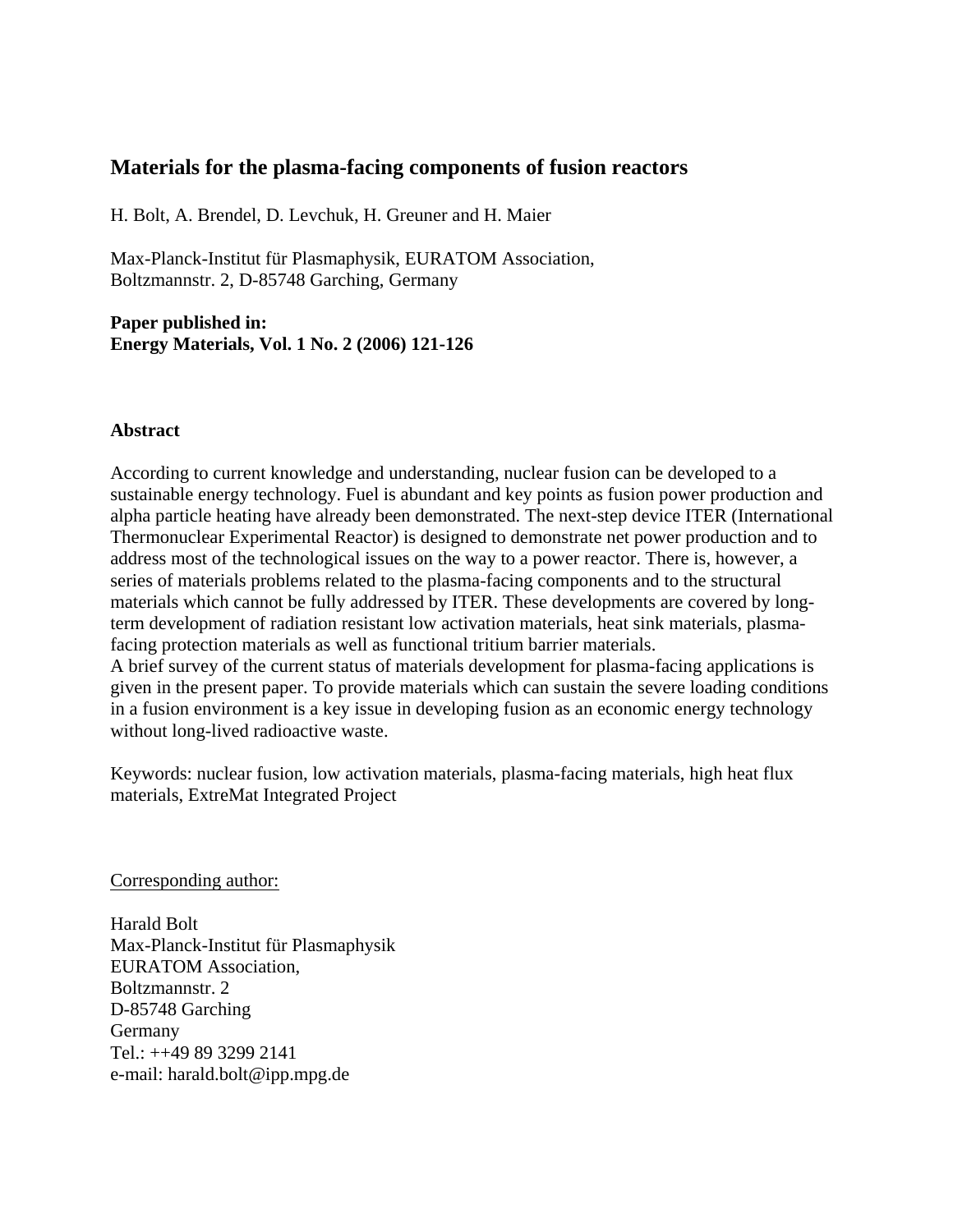# Materials for the plasma-facing components of fusion reactors

H. Bolt, A. Brendel, D. Levchuk, H. Greuner and H. Maier

Max-Planck-Institut für Plasmaphysik, EURATOM Association,
Boltzmannstr. 2, D-85748 Garching, Germany

**Paper published in:**
**Energy Materials, Vol. 1 No. 2 (2006) 121-126**

## Abstract

According to current knowledge and understanding, nuclear fusion can be developed to a sustainable energy technology. Fuel is abundant and key points as fusion power production and alpha particle heating have already been demonstrated. The next-step device ITER (International Thermonuclear Experimental Reactor) is designed to demonstrate net power production and to address most of the technological issues on the way to a power reactor. There is, however, a series of materials problems related to the plasma-facing components and to the structural materials which cannot be fully addressed by ITER. These developments are covered by long-term development of radiation resistant low activation materials, heat sink materials, plasma-facing protection materials as well as functional tritium barrier materials.
A brief survey of the current status of materials development for plasma-facing applications is given in the present paper. To provide materials which can sustain the severe loading conditions in a fusion environment is a key issue in developing fusion as an economic energy technology without long-lived radioactive waste.

Keywords: nuclear fusion, low activation materials, plasma-facing materials, high heat flux materials, ExtreMat Integrated Project

Corresponding author:

Harald Bolt
Max-Planck-Institut für Plasmaphysik
EURATOM Association,
Boltzmannstr. 2
D-85748 Garching
Germany
Tel.: ++49 89 3299 2141
e-mail: harald.bolt@ipp.mpg.de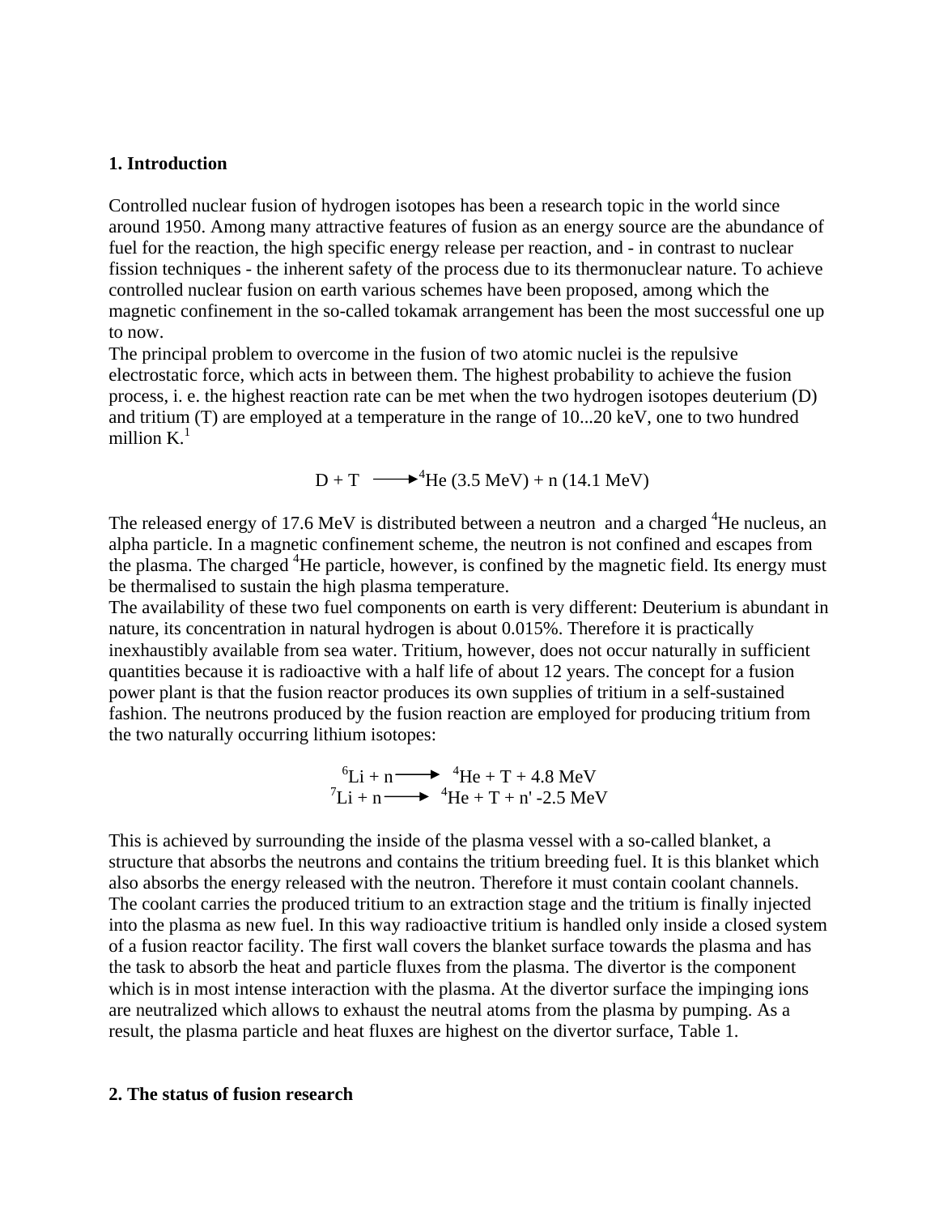## 1. Introduction

Controlled nuclear fusion of hydrogen isotopes has been a research topic in the world since around 1950. Among many attractive features of fusion as an energy source are the abundance of fuel for the reaction, the high specific energy release per reaction, and - in contrast to nuclear fission techniques - the inherent safety of the process due to its thermonuclear nature. To achieve controlled nuclear fusion on earth various schemes have been proposed, among which the magnetic confinement in the so-called tokamak arrangement has been the most successful one up to now.

The principal problem to overcome in the fusion of two atomic nuclei is the repulsive electrostatic force, which acts in between them. The highest probability to achieve the fusion process, i. e. the highest reaction rate can be met when the two hydrogen isotopes deuterium (D) and tritium (T) are employed at a temperature in the range of 10...20 keV, one to two hundred million K.[1]

$$\mathrm{D} + \mathrm{T} \longrightarrow {}^{4}\mathrm{He}\ (3.5\ \mathrm{MeV}) + \mathrm{n}\ (14.1\ \mathrm{MeV})$$

The released energy of 17.6 MeV is distributed between a neutron and a charged $^{4}$He nucleus, an alpha particle. In a magnetic confinement scheme, the neutron is not confined and escapes from the plasma. The charged $^{4}$He particle, however, is confined by the magnetic field. Its energy must be thermalised to sustain the high plasma temperature.

The availability of these two fuel components on earth is very different: Deuterium is abundant in nature, its concentration in natural hydrogen is about 0.015%. Therefore it is practically inexhaustibly available from sea water. Tritium, however, does not occur naturally in sufficient quantities because it is radioactive with a half life of about 12 years. The concept for a fusion power plant is that the fusion reactor produces its own supplies of tritium in a self-sustained fashion. The neutrons produced by the fusion reaction are employed for producing tritium from the two naturally occurring lithium isotopes:

$$^{6}\mathrm{Li} + \mathrm{n} \longrightarrow {}^{4}\mathrm{He} + \mathrm{T} + 4.8\ \mathrm{MeV}$$
$$^{7}\mathrm{Li} + \mathrm{n} \longrightarrow {}^{4}\mathrm{He} + \mathrm{T} + \mathrm{n'} - 2.5\ \mathrm{MeV}$$

This is achieved by surrounding the inside of the plasma vessel with a so-called blanket, a structure that absorbs the neutrons and contains the tritium breeding fuel. It is this blanket which also absorbs the energy released with the neutron. Therefore it must contain coolant channels. The coolant carries the produced tritium to an extraction stage and the tritium is finally injected into the plasma as new fuel. In this way radioactive tritium is handled only inside a closed system of a fusion reactor facility. The first wall covers the blanket surface towards the plasma and has the task to absorb the heat and particle fluxes from the plasma. The divertor is the component which is in most intense interaction with the plasma. At the divertor surface the impinging ions are neutralized which allows to exhaust the neutral atoms from the plasma by pumping. As a result, the plasma particle and heat fluxes are highest on the divertor surface, Table 1.

## 2. The status of fusion research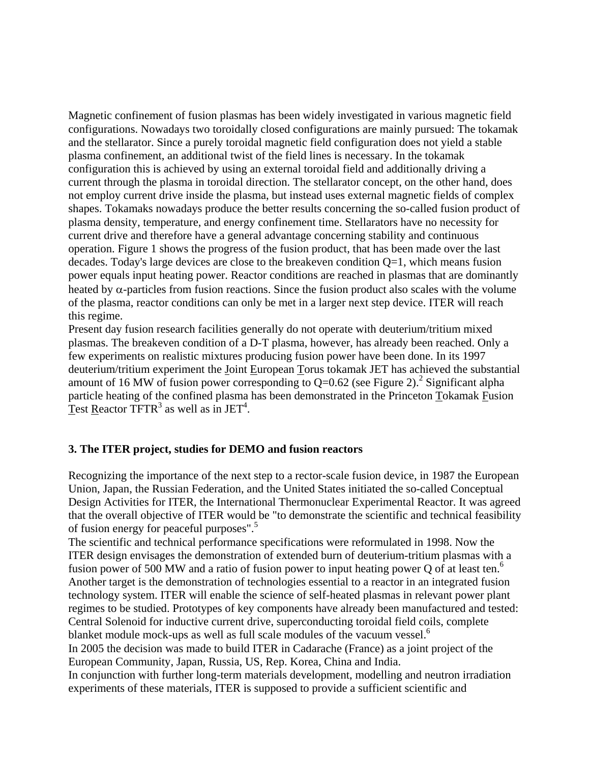Magnetic confinement of fusion plasmas has been widely investigated in various magnetic field configurations. Nowadays two toroidally closed configurations are mainly pursued: The tokamak and the stellarator. Since a purely toroidal magnetic field configuration does not yield a stable plasma confinement, an additional twist of the field lines is necessary. In the tokamak configuration this is achieved by using an external toroidal field and additionally driving a current through the plasma in toroidal direction. The stellarator concept, on the other hand, does not employ current drive inside the plasma, but instead uses external magnetic fields of complex shapes. Tokamaks nowadays produce the better results concerning the so-called fusion product of plasma density, temperature, and energy confinement time. Stellarators have no necessity for current drive and therefore have a general advantage concerning stability and continuous operation. Figure 1 shows the progress of the fusion product, that has been made over the last decades. Today's large devices are close to the breakeven condition Q=1, which means fusion power equals input heating power. Reactor conditions are reached in plasmas that are dominantly heated by $\alpha$-particles from fusion reactions. Since the fusion product also scales with the volume of the plasma, reactor conditions can only be met in a larger next step device. ITER will reach this regime.

Present day fusion research facilities generally do not operate with deuterium/tritium mixed plasmas. The breakeven condition of a D-T plasma, however, has already been reached. Only a few experiments on realistic mixtures producing fusion power have been done. In its 1997 deuterium/tritium experiment the Joint European Torus tokamak JET has achieved the substantial amount of 16 MW of fusion power corresponding to Q=0.62 (see Figure 2).[2] Significant alpha particle heating of the confined plasma has been demonstrated in the Princeton Tokamak Fusion Test Reactor TFTR[3] as well as in JET[4].

### 3. The ITER project, studies for DEMO and fusion reactors

Recognizing the importance of the next step to a rector-scale fusion device, in 1987 the European Union, Japan, the Russian Federation, and the United States initiated the so-called Conceptual Design Activities for ITER, the International Thermonuclear Experimental Reactor. It was agreed that the overall objective of ITER would be "to demonstrate the scientific and technical feasibility of fusion energy for peaceful purposes".[5]

The scientific and technical performance specifications were reformulated in 1998. Now the ITER design envisages the demonstration of extended burn of deuterium-tritium plasmas with a fusion power of 500 MW and a ratio of fusion power to input heating power Q of at least ten.[6] Another target is the demonstration of technologies essential to a reactor in an integrated fusion technology system. ITER will enable the science of self-heated plasmas in relevant power plant regimes to be studied. Prototypes of key components have already been manufactured and tested: Central Solenoid for inductive current drive, superconducting toroidal field coils, complete blanket module mock-ups as well as full scale modules of the vacuum vessel.[6]

In 2005 the decision was made to build ITER in Cadarache (France) as a joint project of the European Community, Japan, Russia, US, Rep. Korea, China and India.

In conjunction with further long-term materials development, modelling and neutron irradiation experiments of these materials, ITER is supposed to provide a sufficient scientific and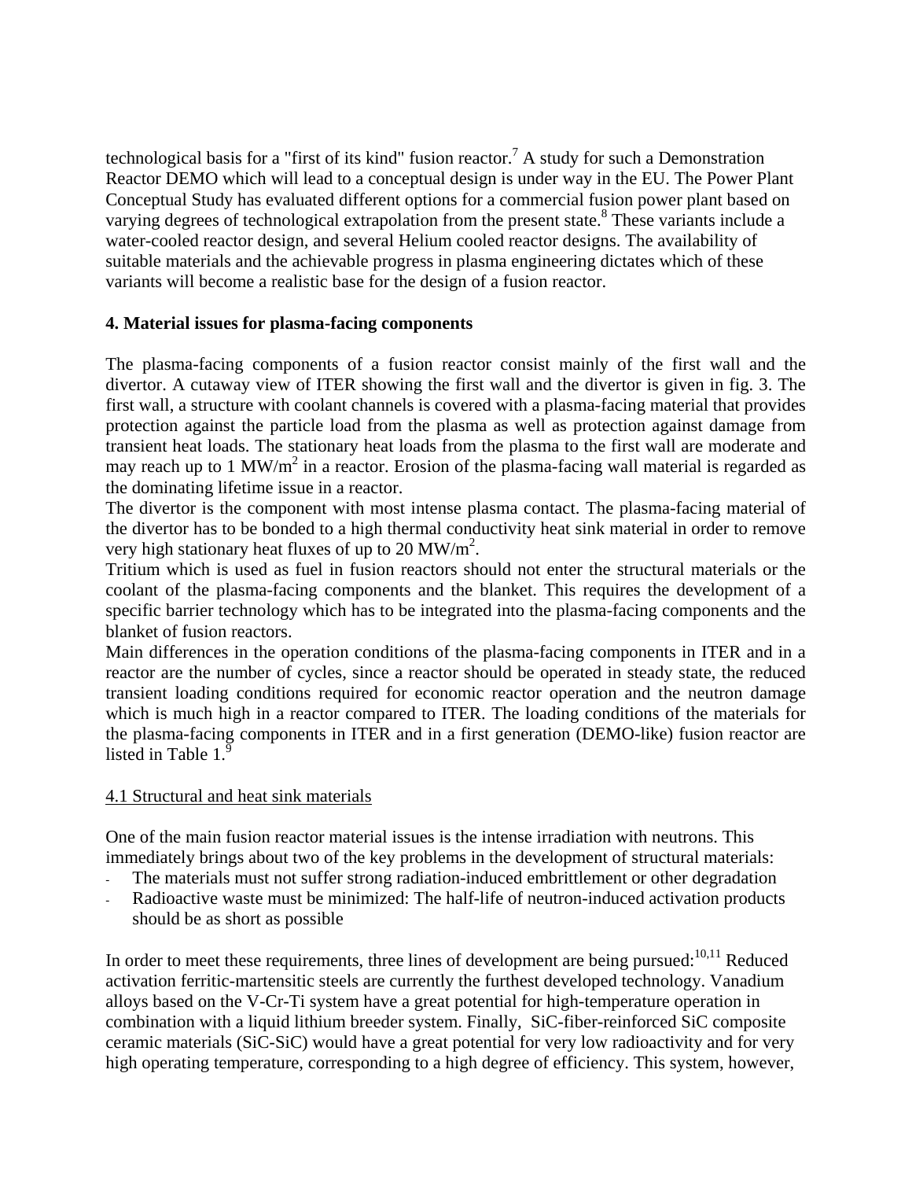technological basis for a "first of its kind" fusion reactor.[7] A study for such a Demonstration Reactor DEMO which will lead to a conceptual design is under way in the EU. The Power Plant Conceptual Study has evaluated different options for a commercial fusion power plant based on varying degrees of technological extrapolation from the present state.[8] These variants include a water-cooled reactor design, and several Helium cooled reactor designs. The availability of suitable materials and the achievable progress in plasma engineering dictates which of these variants will become a realistic base for the design of a fusion reactor.

## 4. Material issues for plasma-facing components

The plasma-facing components of a fusion reactor consist mainly of the first wall and the divertor. A cutaway view of ITER showing the first wall and the divertor is given in fig. 3. The first wall, a structure with coolant channels is covered with a plasma-facing material that provides protection against the particle load from the plasma as well as protection against damage from transient heat loads. The stationary heat loads from the plasma to the first wall are moderate and may reach up to 1 $MW/m^2$ in a reactor. Erosion of the plasma-facing wall material is regarded as the dominating lifetime issue in a reactor.
The divertor is the component with most intense plasma contact. The plasma-facing material of the divertor has to be bonded to a high thermal conductivity heat sink material in order to remove very high stationary heat fluxes of up to 20 $MW/m^2$.
Tritium which is used as fuel in fusion reactors should not enter the structural materials or the coolant of the plasma-facing components and the blanket. This requires the development of a specific barrier technology which has to be integrated into the plasma-facing components and the blanket of fusion reactors.
Main differences in the operation conditions of the plasma-facing components in ITER and in a reactor are the number of cycles, since a reactor should be operated in steady state, the reduced transient loading conditions required for economic reactor operation and the neutron damage which is much high in a reactor compared to ITER. The loading conditions of the materials for the plasma-facing components in ITER and in a first generation (DEMO-like) fusion reactor are listed in Table 1.[9]

### 4.1 Structural and heat sink materials

One of the main fusion reactor material issues is the intense irradiation with neutrons. This immediately brings about two of the key problems in the development of structural materials:

- The materials must not suffer strong radiation-induced embrittlement or other degradation
- Radioactive waste must be minimized: The half-life of neutron-induced activation products should be as short as possible

In order to meet these requirements, three lines of development are being pursued:[10,11] Reduced activation ferritic-martensitic steels are currently the furthest developed technology. Vanadium alloys based on the V-Cr-Ti system have a great potential for high-temperature operation in combination with a liquid lithium breeder system. Finally, SiC-fiber-reinforced SiC composite ceramic materials (SiC-SiC) would have a great potential for very low radioactivity and for very high operating temperature, corresponding to a high degree of efficiency. This system, however,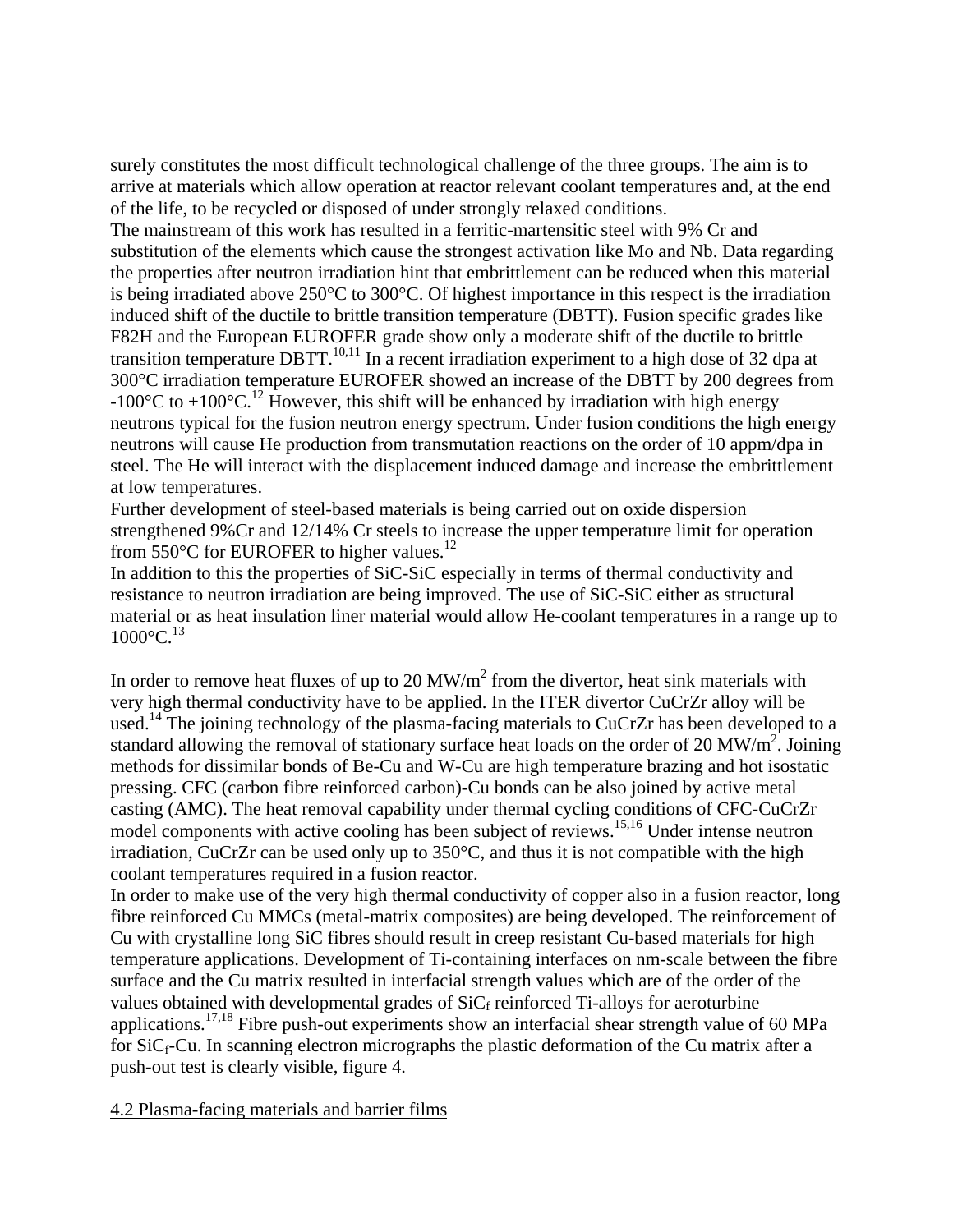surely constitutes the most difficult technological challenge of the three groups. The aim is to arrive at materials which allow operation at reactor relevant coolant temperatures and, at the end of the life, to be recycled or disposed of under strongly relaxed conditions.

The mainstream of this work has resulted in a ferritic-martensitic steel with 9% Cr and substitution of the elements which cause the strongest activation like Mo and Nb. Data regarding the properties after neutron irradiation hint that embrittlement can be reduced when this material is being irradiated above 250°C to 300°C. Of highest importance in this respect is the irradiation induced shift of the ductile to brittle transition temperature (DBTT). Fusion specific grades like F82H and the European EUROFER grade show only a moderate shift of the ductile to brittle transition temperature DBTT.[10,11] In a recent irradiation experiment to a high dose of 32 dpa at 300°C irradiation temperature EUROFER showed an increase of the DBTT by 200 degrees from -100°C to +100°C.[12] However, this shift will be enhanced by irradiation with high energy neutrons typical for the fusion neutron energy spectrum. Under fusion conditions the high energy neutrons will cause He production from transmutation reactions on the order of 10 appm/dpa in steel. The He will interact with the displacement induced damage and increase the embrittlement at low temperatures.

Further development of steel-based materials is being carried out on oxide dispersion strengthened 9%Cr and 12/14% Cr steels to increase the upper temperature limit for operation from 550°C for EUROFER to higher values.[12]

In addition to this the properties of SiC-SiC especially in terms of thermal conductivity and resistance to neutron irradiation are being improved. The use of SiC-SiC either as structural material or as heat insulation liner material would allow He-coolant temperatures in a range up to 1000°C.[13]

In order to remove heat fluxes of up to 20 $MW/m^2$ from the divertor, heat sink materials with very high thermal conductivity have to be applied. In the ITER divertor CuCrZr alloy will be used.[14] The joining technology of the plasma-facing materials to CuCrZr has been developed to a standard allowing the removal of stationary surface heat loads on the order of 20 $MW/m^2$. Joining methods for dissimilar bonds of Be-Cu and W-Cu are high temperature brazing and hot isostatic pressing. CFC (carbon fibre reinforced carbon)-Cu bonds can be also joined by active metal casting (AMC). The heat removal capability under thermal cycling conditions of CFC-CuCrZr model components with active cooling has been subject of reviews.[15,16] Under intense neutron irradiation, CuCrZr can be used only up to 350°C, and thus it is not compatible with the high coolant temperatures required in a fusion reactor.

In order to make use of the very high thermal conductivity of copper also in a fusion reactor, long fibre reinforced Cu MMCs (metal-matrix composites) are being developed. The reinforcement of Cu with crystalline long SiC fibres should result in creep resistant Cu-based materials for high temperature applications. Development of Ti-containing interfaces on nm-scale between the fibre surface and the Cu matrix resulted in interfacial strength values which are of the order of the values obtained with developmental grades of $SiC_f$ reinforced Ti-alloys for aeroturbine applications.[17,18] Fibre push-out experiments show an interfacial shear strength value of 60 MPa for $SiC_f$-Cu. In scanning electron micrographs the plastic deformation of the Cu matrix after a push-out test is clearly visible, figure 4.

## 4.2 Plasma-facing materials and barrier films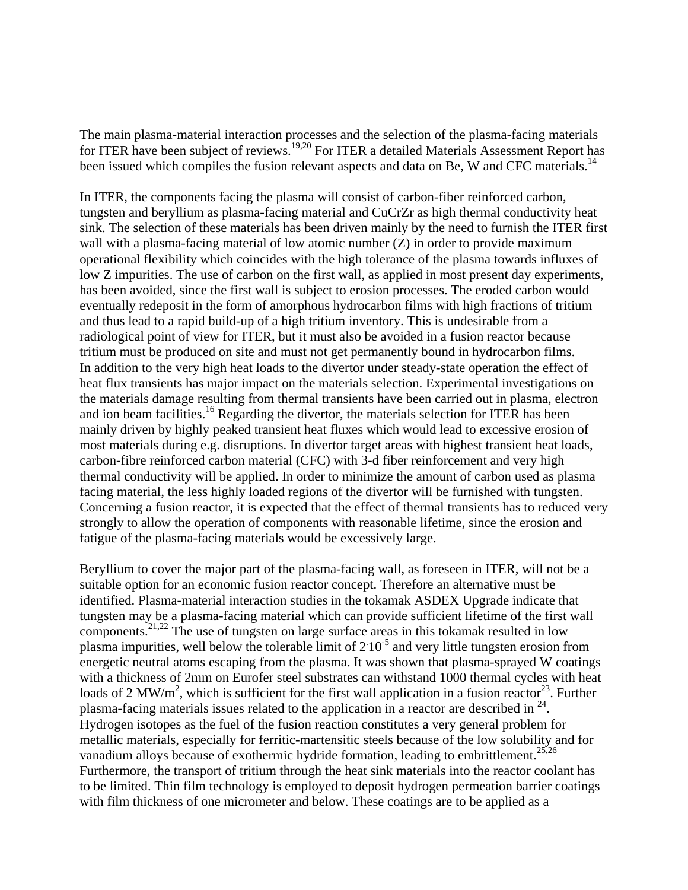The main plasma-material interaction processes and the selection of the plasma-facing materials for ITER have been subject of reviews.[19,20] For ITER a detailed Materials Assessment Report has been issued which compiles the fusion relevant aspects and data on Be, W and CFC materials.[14]

In ITER, the components facing the plasma will consist of carbon-fiber reinforced carbon, tungsten and beryllium as plasma-facing material and CuCrZr as high thermal conductivity heat sink. The selection of these materials has been driven mainly by the need to furnish the ITER first wall with a plasma-facing material of low atomic number (Z) in order to provide maximum operational flexibility which coincides with the high tolerance of the plasma towards influxes of low Z impurities. The use of carbon on the first wall, as applied in most present day experiments, has been avoided, since the first wall is subject to erosion processes. The eroded carbon would eventually redeposit in the form of amorphous hydrocarbon films with high fractions of tritium and thus lead to a rapid build-up of a high tritium inventory. This is undesirable from a radiological point of view for ITER, but it must also be avoided in a fusion reactor because tritium must be produced on site and must not get permanently bound in hydrocarbon films. In addition to the very high heat loads to the divertor under steady-state operation the effect of heat flux transients has major impact on the materials selection. Experimental investigations on the materials damage resulting from thermal transients have been carried out in plasma, electron and ion beam facilities.[16] Regarding the divertor, the materials selection for ITER has been mainly driven by highly peaked transient heat fluxes which would lead to excessive erosion of most materials during e.g. disruptions. In divertor target areas with highest transient heat loads, carbon-fibre reinforced carbon material (CFC) with 3-d fiber reinforcement and very high thermal conductivity will be applied. In order to minimize the amount of carbon used as plasma facing material, the less highly loaded regions of the divertor will be furnished with tungsten. Concerning a fusion reactor, it is expected that the effect of thermal transients has to reduced very strongly to allow the operation of components with reasonable lifetime, since the erosion and fatigue of the plasma-facing materials would be excessively large.

Beryllium to cover the major part of the plasma-facing wall, as foreseen in ITER, will not be a suitable option for an economic fusion reactor concept. Therefore an alternative must be identified. Plasma-material interaction studies in the tokamak ASDEX Upgrade indicate that tungsten may be a plasma-facing material which can provide sufficient lifetime of the first wall components.[21,22] The use of tungsten on large surface areas in this tokamak resulted in low plasma impurities, well below the tolerable limit of $2 \cdot 10^{-5}$ and very little tungsten erosion from energetic neutral atoms escaping from the plasma. It was shown that plasma-sprayed W coatings with a thickness of 2mm on Eurofer steel substrates can withstand 1000 thermal cycles with heat loads of 2 $MW/m^2$, which is sufficient for the first wall application in a fusion reactor[23]. Further plasma-facing materials issues related to the application in a reactor are described in [24]. Hydrogen isotopes as the fuel of the fusion reaction constitutes a very general problem for metallic materials, especially for ferritic-martensitic steels because of the low solubility and for vanadium alloys because of exothermic hydride formation, leading to embrittlement.[25,26] Furthermore, the transport of tritium through the heat sink materials into the reactor coolant has to be limited. Thin film technology is employed to deposit hydrogen permeation barrier coatings with film thickness of one micrometer and below. These coatings are to be applied as a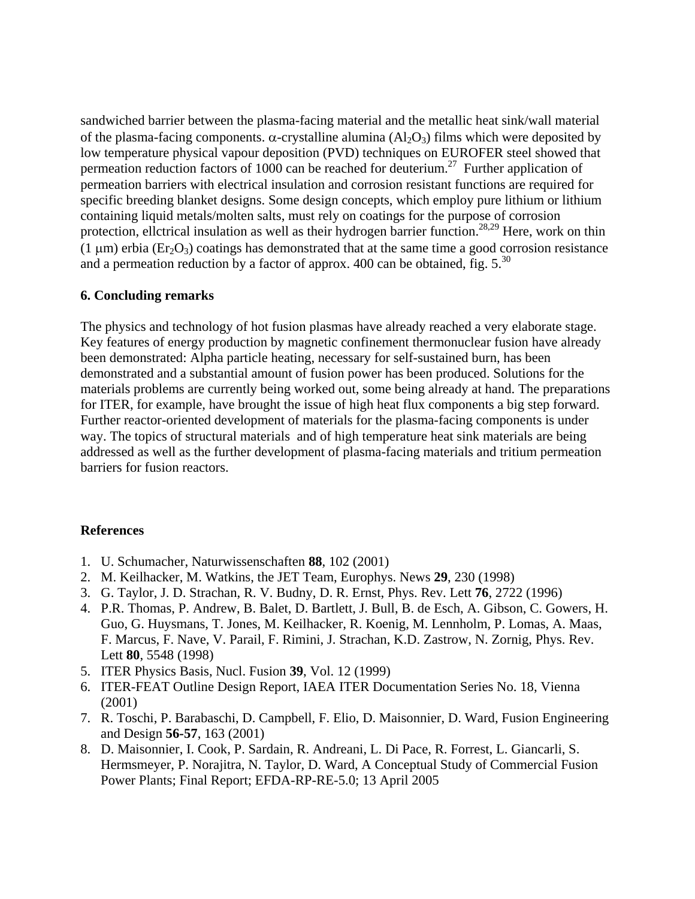sandwiched barrier between the plasma-facing material and the metallic heat sink/wall material of the plasma-facing components. $\alpha$-crystalline alumina ($Al_2O_3$) films which were deposited by low temperature physical vapour deposition (PVD) techniques on EUROFER steel showed that permeation reduction factors of 1000 can be reached for deuterium.[27] Further application of permeation barriers with electrical insulation and corrosion resistant functions are required for specific breeding blanket designs. Some design concepts, which employ pure lithium or lithium containing liquid metals/molten salts, must rely on coatings for the purpose of corrosion protection, ellctrical insulation as well as their hydrogen barrier function.[28,29] Here, work on thin (1 $\mu$m) erbia ($Er_2O_3$) coatings has demonstrated that at the same time a good corrosion resistance and a permeation reduction by a factor of approx. 400 can be obtained, fig. 5.[30]

## 6. Concluding remarks

The physics and technology of hot fusion plasmas have already reached a very elaborate stage. Key features of energy production by magnetic confinement thermonuclear fusion have already been demonstrated: Alpha particle heating, necessary for self-sustained burn, has been demonstrated and a substantial amount of fusion power has been produced. Solutions for the materials problems are currently being worked out, some being already at hand. The preparations for ITER, for example, have brought the issue of high heat flux components a big step forward. Further reactor-oriented development of materials for the plasma-facing components is under way. The topics of structural materials and of high temperature heat sink materials are being addressed as well as the further development of plasma-facing materials and tritium permeation barriers for fusion reactors.

## References

1. U. Schumacher, Naturwissenschaften **88**, 102 (2001)
2. M. Keilhacker, M. Watkins, the JET Team, Europhys. News **29**, 230 (1998)
3. G. Taylor, J. D. Strachan, R. V. Budny, D. R. Ernst, Phys. Rev. Lett **76**, 2722 (1996)
4. P.R. Thomas, P. Andrew, B. Balet, D. Bartlett, J. Bull, B. de Esch, A. Gibson, C. Gowers, H. Guo, G. Huysmans, T. Jones, M. Keilhacker, R. Koenig, M. Lennholm, P. Lomas, A. Maas, F. Marcus, F. Nave, V. Parail, F. Rimini, J. Strachan, K.D. Zastrow, N. Zornig, Phys. Rev. Lett **80**, 5548 (1998)
5. ITER Physics Basis, Nucl. Fusion **39**, Vol. 12 (1999)
6. ITER-FEAT Outline Design Report, IAEA ITER Documentation Series No. 18, Vienna (2001)
7. R. Toschi, P. Barabaschi, D. Campbell, F. Elio, D. Maisonnier, D. Ward, Fusion Engineering and Design **56-57**, 163 (2001)
8. D. Maisonnier, I. Cook, P. Sardain, R. Andreani, L. Di Pace, R. Forrest, L. Giancarli, S. Hermsmeyer, P. Norajitra, N. Taylor, D. Ward, A Conceptual Study of Commercial Fusion Power Plants; Final Report; EFDA-RP-RE-5.0; 13 April 2005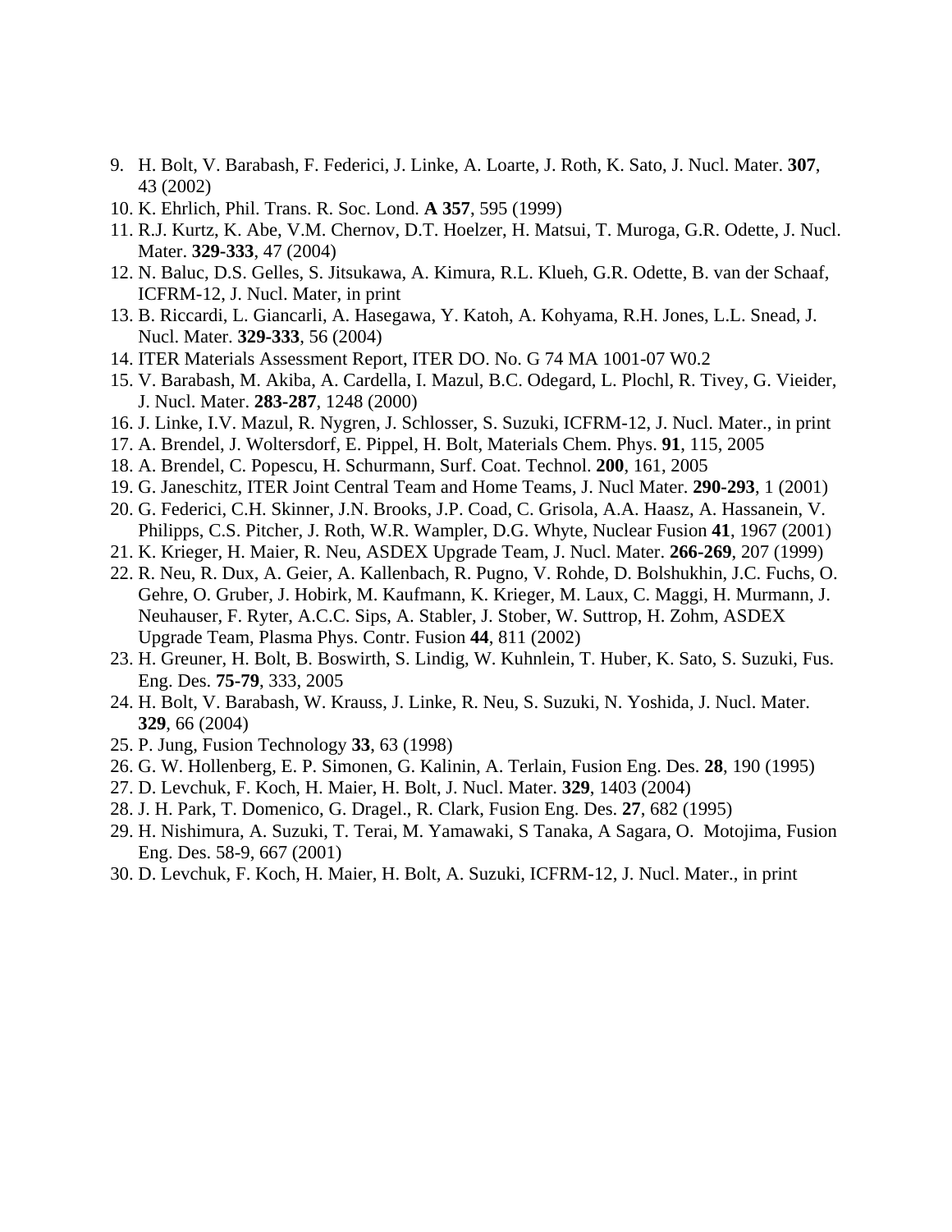9. H. Bolt, V. Barabash, F. Federici, J. Linke, A. Loarte, J. Roth, K. Sato, J. Nucl. Mater. **307**, 43 (2002)
10. K. Ehrlich, Phil. Trans. R. Soc. Lond. **A 357**, 595 (1999)
11. R.J. Kurtz, K. Abe, V.M. Chernov, D.T. Hoelzer, H. Matsui, T. Muroga, G.R. Odette, J. Nucl. Mater. **329-333**, 47 (2004)
12. N. Baluc, D.S. Gelles, S. Jitsukawa, A. Kimura, R.L. Klueh, G.R. Odette, B. van der Schaaf, ICFRM-12, J. Nucl. Mater, in print
13. B. Riccardi, L. Giancarli, A. Hasegawa, Y. Katoh, A. Kohyama, R.H. Jones, L.L. Snead, J. Nucl. Mater. **329-333**, 56 (2004)
14. ITER Materials Assessment Report, ITER DO. No. G 74 MA 1001-07 W0.2
15. V. Barabash, M. Akiba, A. Cardella, I. Mazul, B.C. Odegard, L. Plochl, R. Tivey, G. Vieider, J. Nucl. Mater. **283-287**, 1248 (2000)
16. J. Linke, I.V. Mazul, R. Nygren, J. Schlosser, S. Suzuki, ICFRM-12, J. Nucl. Mater., in print
17. A. Brendel, J. Woltersdorf, E. Pippel, H. Bolt, Materials Chem. Phys. **91**, 115, 2005
18. A. Brendel, C. Popescu, H. Schurmann, Surf. Coat. Technol. **200**, 161, 2005
19. G. Janeschitz, ITER Joint Central Team and Home Teams, J. Nucl Mater. **290-293**, 1 (2001)
20. G. Federici, C.H. Skinner, J.N. Brooks, J.P. Coad, C. Grisola, A.A. Haasz, A. Hassanein, V. Philipps, C.S. Pitcher, J. Roth, W.R. Wampler, D.G. Whyte, Nuclear Fusion **41**, 1967 (2001)
21. K. Krieger, H. Maier, R. Neu, ASDEX Upgrade Team, J. Nucl. Mater. **266-269**, 207 (1999)
22. R. Neu, R. Dux, A. Geier, A. Kallenbach, R. Pugno, V. Rohde, D. Bolshukhin, J.C. Fuchs, O. Gehre, O. Gruber, J. Hobirk, M. Kaufmann, K. Krieger, M. Laux, C. Maggi, H. Murmann, J. Neuhauser, F. Ryter, A.C.C. Sips, A. Stabler, J. Stober, W. Suttrop, H. Zohm, ASDEX Upgrade Team, Plasma Phys. Contr. Fusion **44**, 811 (2002)
23. H. Greuner, H. Bolt, B. Boswirth, S. Lindig, W. Kuhnlein, T. Huber, K. Sato, S. Suzuki, Fus. Eng. Des. **75-79**, 333, 2005
24. H. Bolt, V. Barabash, W. Krauss, J. Linke, R. Neu, S. Suzuki, N. Yoshida, J. Nucl. Mater. **329**, 66 (2004)
25. P. Jung, Fusion Technology **33**, 63 (1998)
26. G. W. Hollenberg, E. P. Simonen, G. Kalinin, A. Terlain, Fusion Eng. Des. **28**, 190 (1995)
27. D. Levchuk, F. Koch, H. Maier, H. Bolt, J. Nucl. Mater. **329**, 1403 (2004)
28. J. H. Park, T. Domenico, G. Dragel., R. Clark, Fusion Eng. Des. **27**, 682 (1995)
29. H. Nishimura, A. Suzuki, T. Terai, M. Yamawaki, S Tanaka, A Sagara, O. Motojima, Fusion Eng. Des. 58-9, 667 (2001)
30. D. Levchuk, F. Koch, H. Maier, H. Bolt, A. Suzuki, ICFRM-12, J. Nucl. Mater., in print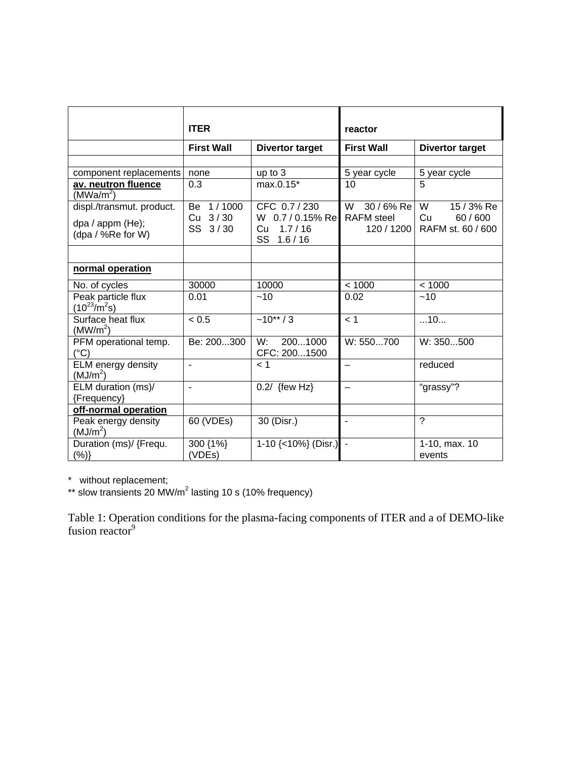| | ITER | | reactor | |
|---|---|---|---|---|
| | **First Wall** | **Divertor target** | **First Wall** | **Divertor target** |
| | | | | |
| component replacements | none | up to 3 | 5 year cycle | 5 year cycle |
| **av. neutron fluence** ($MWa/m^2$) | 0.3 | max.0.15* | 10 | 5 |
| displ./transmut. product. dpa / appm (He); (dpa / %Re for W) | Be 1 / 1000<br>Cu 3 / 30<br>SS 3 / 30 | CFC 0.7 / 230<br>W 0.7 / 0.15% Re<br>Cu 1.7 / 16<br>SS 1.6 / 16 | W 30 / 6% Re<br>RAFM steel 120 / 1200 | W 15 / 3% Re<br>Cu 60 / 600<br>RAFM st. 60 / 600 |
| | | | | |
| **normal operation** | | | | |
| No. of cycles | 30000 | 10000 | < 1000 | < 1000 |
| Peak particle flux ($10^{23}/m^2s$) | 0.01 | ~10 | 0.02 | ~10 |
| Surface heat flux ($MW/m^2$) | < 0.5 | ~10** / 3 | < 1 | ...10... |
| PFM operational temp. (°C) | Be: 200...300 | W: 200...1000<br>CFC: 200...1500 | W: 550...700 | W: 350...500 |
| ELM energy density ($MJ/m^2$) | - | < 1 | – | reduced |
| ELM duration (ms)/ {Frequency} | - | 0.2/ {few Hz} | – | "grassy"? |
| **off-normal operation** | | | | |
| Peak energy density ($MJ/m^2$) | 60 (VDEs) | 30 (Disr.) | - | ? |
| Duration (ms)/ {Frequ. (%)} | 300 {1%} (VDEs) | 1-10 {<10%} (Disr.) | - | 1-10, max. 10 events |

\* without replacement;
\*\* slow transients 20 $MW/m^2$ lasting 10 s (10% frequency)

Table 1: Operation conditions for the plasma-facing components of ITER and a of DEMO-like fusion reactor[9]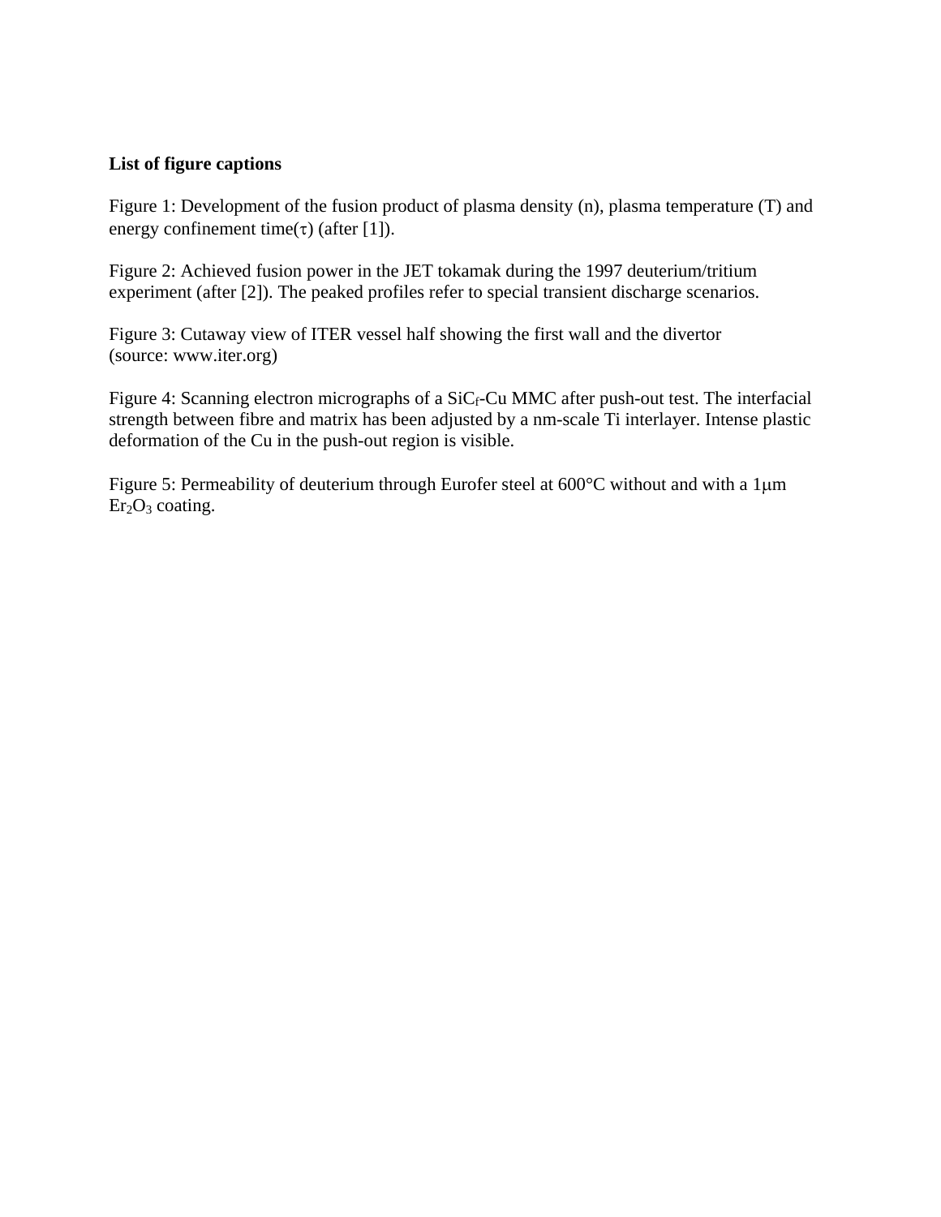**List of figure captions**

Figure 1: Development of the fusion product of plasma density (n), plasma temperature (T) and energy confinement time($\tau$) (after [1]).

Figure 2: Achieved fusion power in the JET tokamak during the 1997 deuterium/tritium experiment (after [2]). The peaked profiles refer to special transient discharge scenarios.

Figure 3: Cutaway view of ITER vessel half showing the first wall and the divertor (source: www.iter.org)

Figure 4: Scanning electron micrographs of a $SiC_f$-Cu MMC after push-out test. The interfacial strength between fibre and matrix has been adjusted by a nm-scale Ti interlayer. Intense plastic deformation of the Cu in the push-out region is visible.

Figure 5: Permeability of deuterium through Eurofer steel at 600°C without and with a 1μm $Er_2O_3$ coating.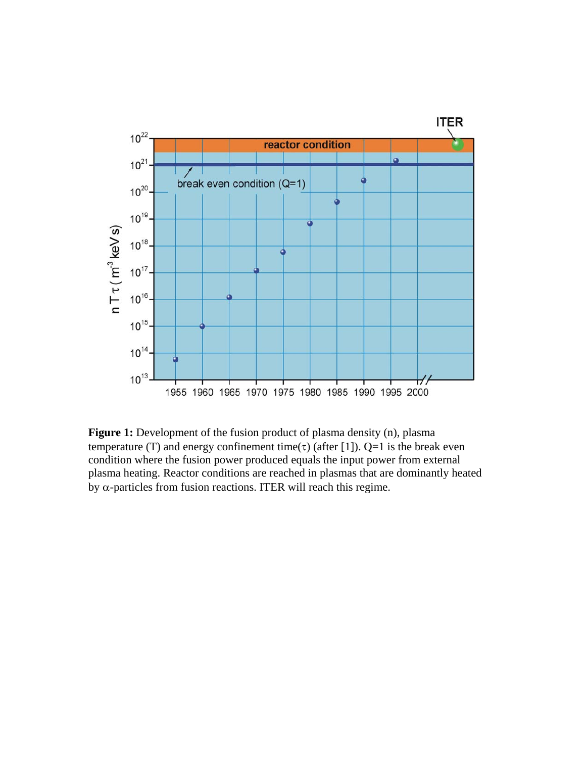**Figure 1:** Development of the fusion product of plasma density (n), plasma temperature (T) and energy confinement time($\tau$) (after [1]). Q=1 is the break even condition where the fusion power produced equals the input power from external plasma heating. Reactor conditions are reached in plasmas that are dominantly heated by $\alpha$-particles from fusion reactions. ITER will reach this regime.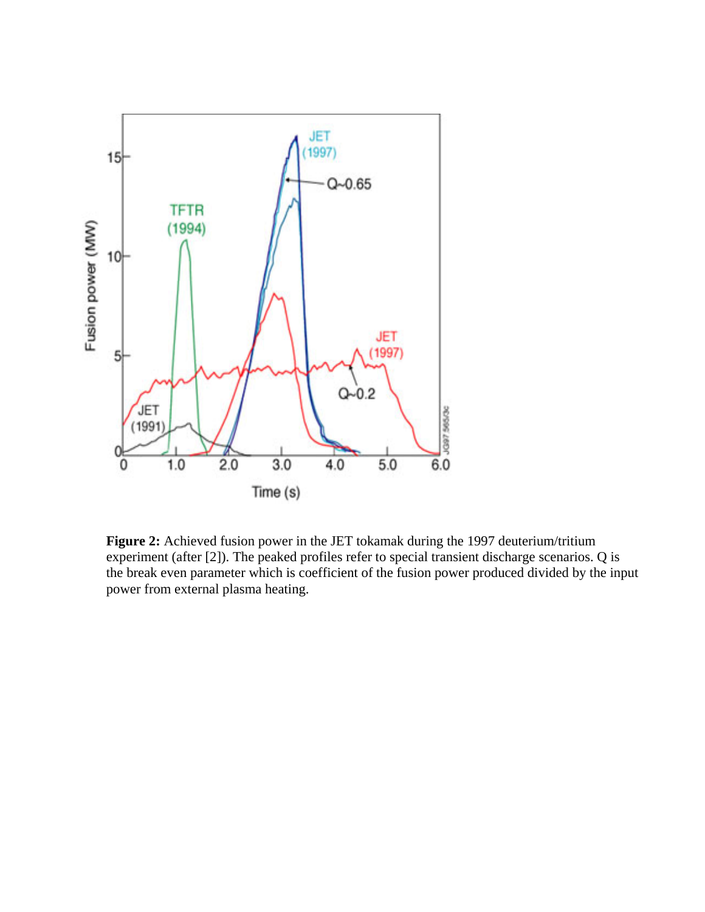**Figure 2:** Achieved fusion power in the JET tokamak during the 1997 deuterium/tritium experiment (after [2]). The peaked profiles refer to special transient discharge scenarios. Q is the break even parameter which is coefficient of the fusion power produced divided by the input power from external plasma heating.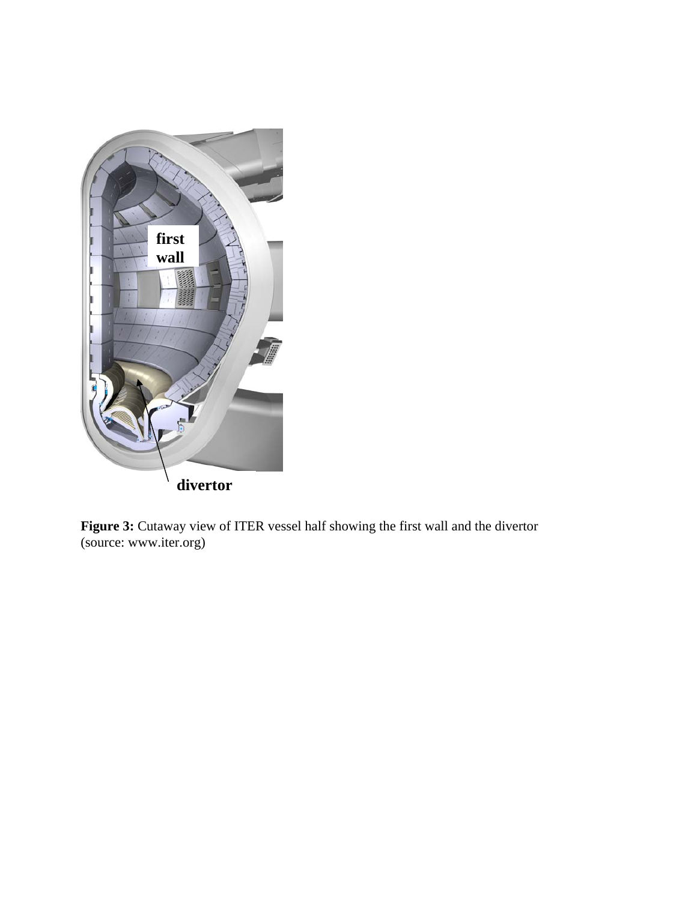**Figure 3:** Cutaway view of ITER vessel half showing the first wall and the divertor (source: www.iter.org)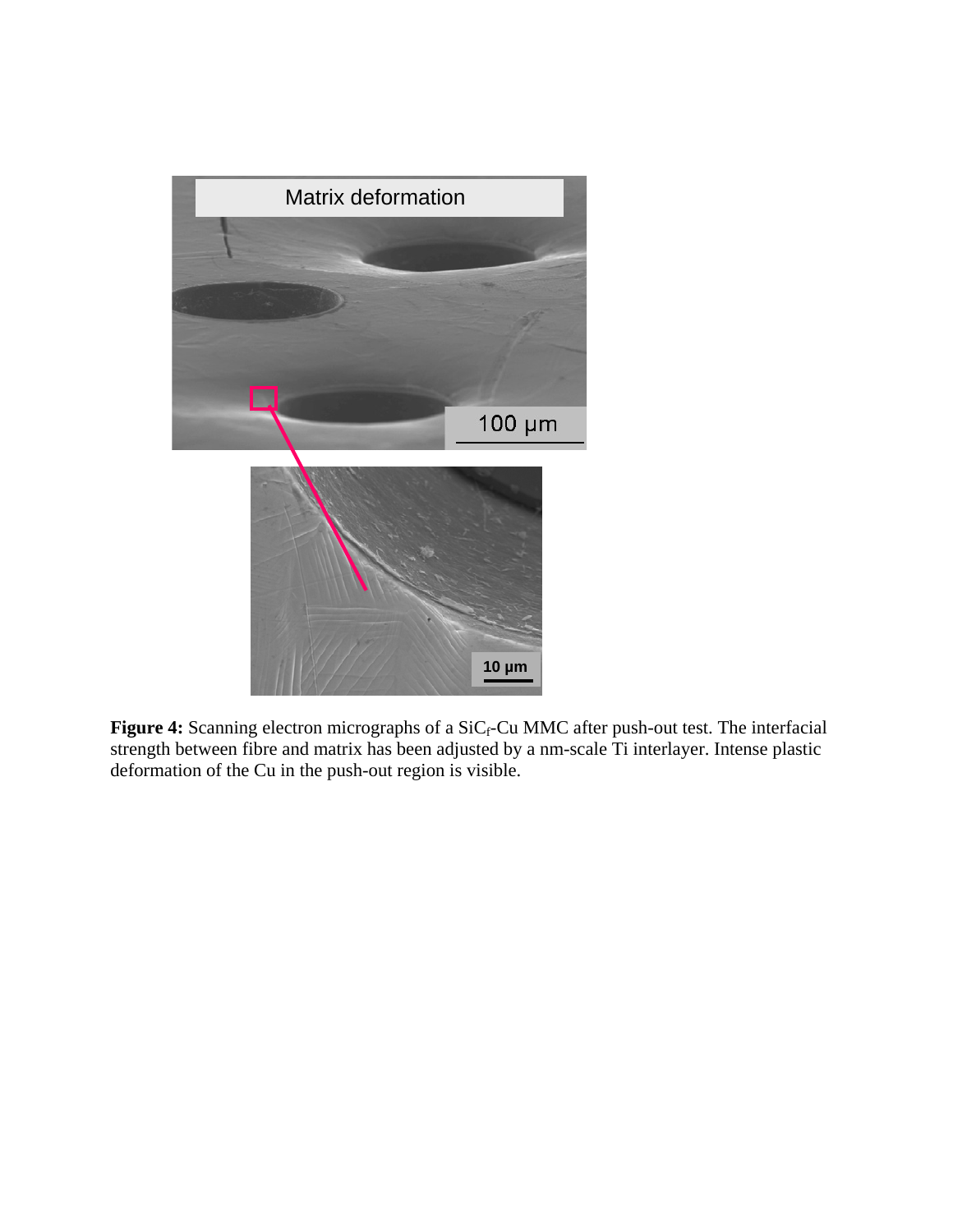**Figure 4:** Scanning electron micrographs of a $SiC_f$-Cu MMC after push-out test. The interfacial strength between fibre and matrix has been adjusted by a nm-scale Ti interlayer. Intense plastic deformation of the Cu in the push-out region is visible.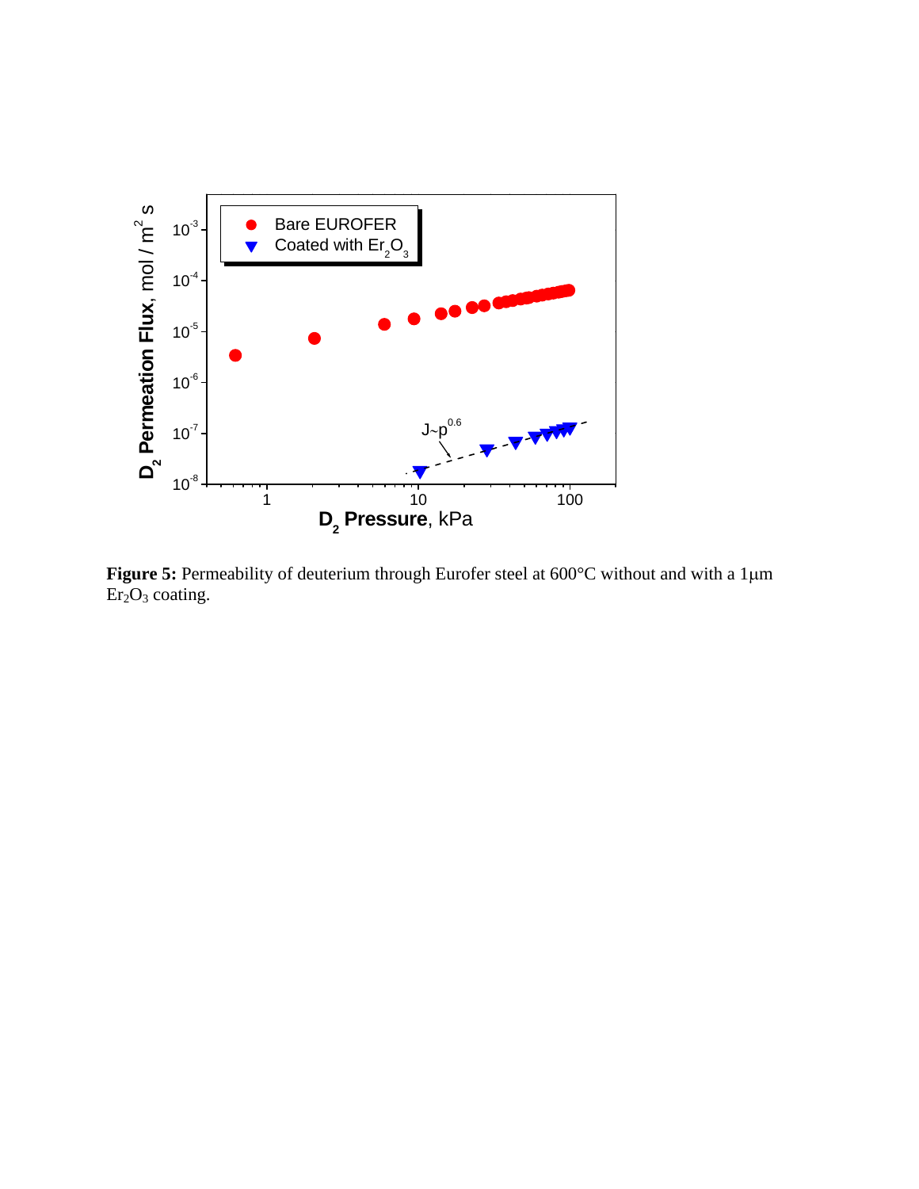$D_2$ Permeation Flux, mol / $m^2$ s

$10^{-3}$

$10^{-4}$

$10^{-5}$

$10^{-6}$

$10^{-7}$

$10^{-8}$

Bare EUROFER

Coated with $Er_2O_3$

$J \sim p^{0.6}$

1

10

100

$D_2$ Pressure, kPa

**Figure 5:** Permeability of deuterium through Eurofer steel at 600°C without and with a 1μm $Er_2O_3$ coating.